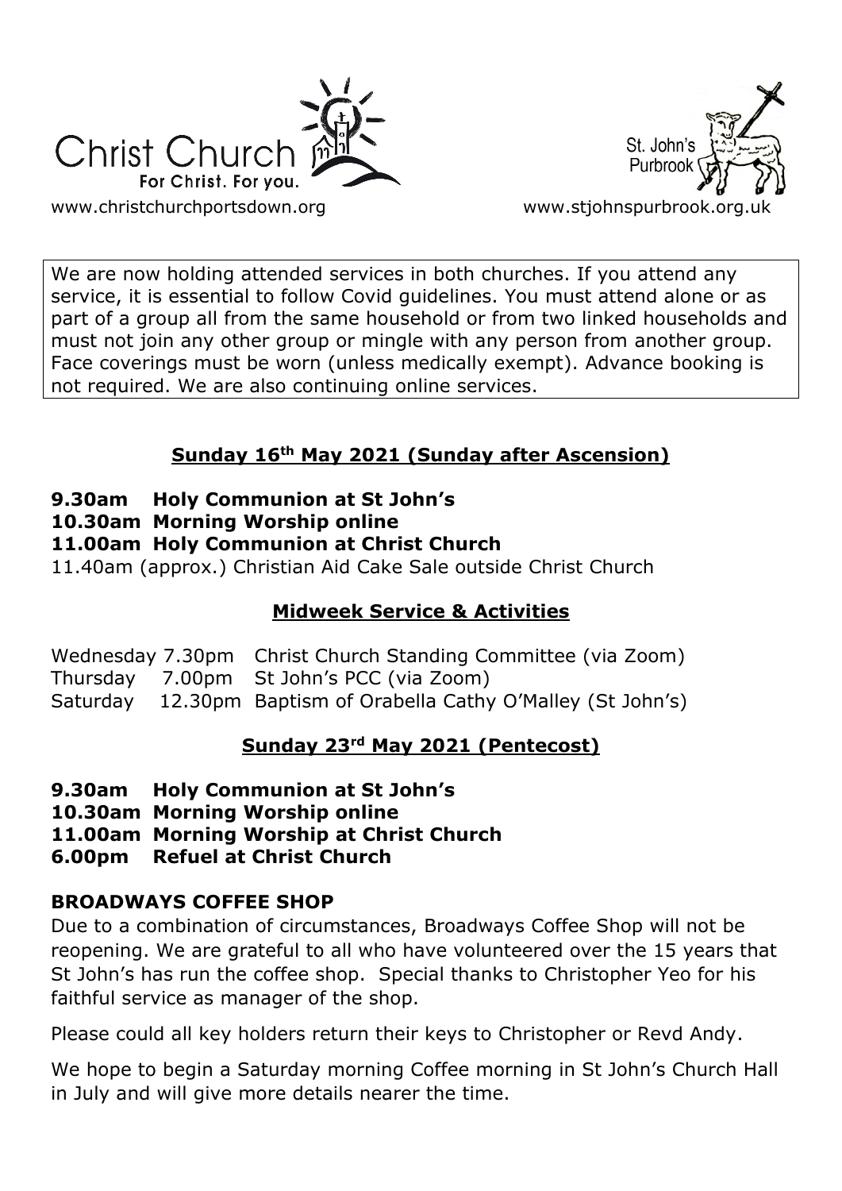Christ Church For Christ. For you.

www.christchurchportsdown.org

St. John's Purbrook

www.stjohnspurbrook.org.uk

We are now holding attended services in both churches. If you attend any service, it is essential to follow Covid guidelines. You must attend alone or as part of a group all from the same household or from two linked households and must not join any other group or mingle with any person from another group. Face coverings must be worn (unless medically exempt). Advance booking is not required. We are also continuing online services.

## Sunday 16th May 2021 (Sunday after Ascension)

**9.30am Holy Communion at St John's**
**10.30am Morning Worship online**
**11.00am Holy Communion at Christ Church**
11.40am (approx.) Christian Aid Cake Sale outside Christ Church

## Midweek Service & Activities

Wednesday 7.30pm Christ Church Standing Committee (via Zoom)
Thursday 7.00pm St John's PCC (via Zoom)
Saturday 12.30pm Baptism of Orabella Cathy O'Malley (St John's)

## Sunday 23rd May 2021 (Pentecost)

**9.30am Holy Communion at St John's**
**10.30am Morning Worship online**
**11.00am Morning Worship at Christ Church**
**6.00pm Refuel at Christ Church**

### BROADWAYS COFFEE SHOP

Due to a combination of circumstances, Broadways Coffee Shop will not be reopening. We are grateful to all who have volunteered over the 15 years that St John's has run the coffee shop. Special thanks to Christopher Yeo for his faithful service as manager of the shop.

Please could all key holders return their keys to Christopher or Revd Andy.

We hope to begin a Saturday morning Coffee morning in St John's Church Hall in July and will give more details nearer the time.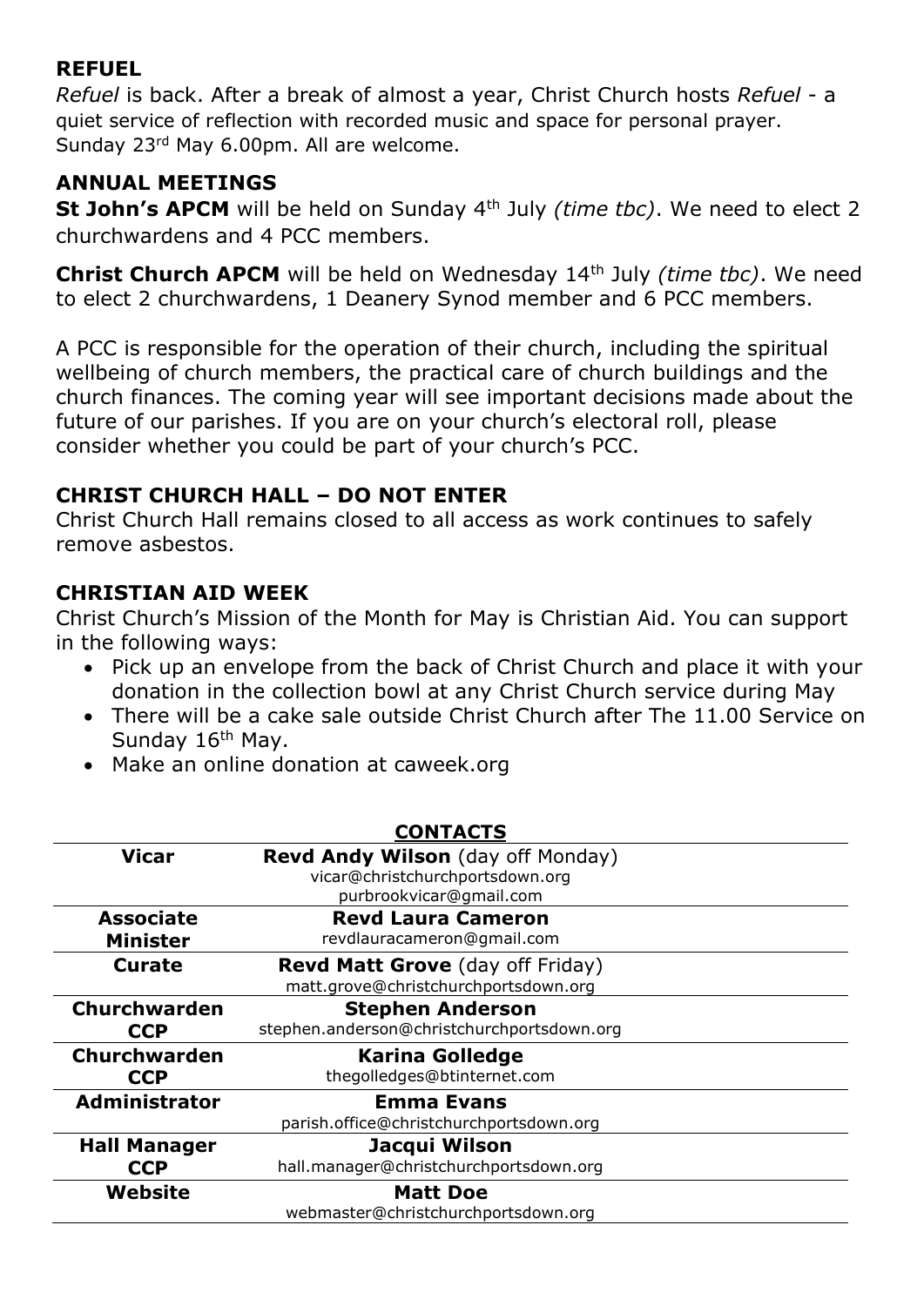## REFUEL

*Refuel* is back. After a break of almost a year, Christ Church hosts *Refuel* - a quiet service of reflection with recorded music and space for personal prayer. Sunday 23rd May 6.00pm. All are welcome.

## ANNUAL MEETINGS

**St John's APCM** will be held on Sunday 4th July *(time tbc)*. We need to elect 2 churchwardens and 4 PCC members.

**Christ Church APCM** will be held on Wednesday 14th July *(time tbc)*. We need to elect 2 churchwardens, 1 Deanery Synod member and 6 PCC members.

A PCC is responsible for the operation of their church, including the spiritual wellbeing of church members, the practical care of church buildings and the church finances. The coming year will see important decisions made about the future of our parishes. If you are on your church's electoral roll, please consider whether you could be part of your church's PCC.

## CHRIST CHURCH HALL – DO NOT ENTER

Christ Church Hall remains closed to all access as work continues to safely remove asbestos.

## CHRISTIAN AID WEEK

Christ Church's Mission of the Month for May is Christian Aid. You can support in the following ways:

- Pick up an envelope from the back of Christ Church and place it with your donation in the collection bowl at any Christ Church service during May
- There will be a cake sale outside Christ Church after The 11.00 Service on Sunday 16th May.
- Make an online donation at caweek.org

## CONTACTS

| | |
|---|---|
| **Vicar** | **Revd Andy Wilson** (day off Monday)<br>vicar@christchurchportsdown.org<br>purbrookvicar@gmail.com |
| **Associate Minister** | **Revd Laura Cameron**<br>revdlauracameron@gmail.com |
| **Curate** | **Revd Matt Grove** (day off Friday)<br>matt.grove@christchurchportsdown.org |
| **Churchwarden CCP** | **Stephen Anderson**<br>stephen.anderson@christchurchportsdown.org |
| **Churchwarden CCP** | **Karina Golledge**<br>thegolledges@btinternet.com |
| **Administrator** | **Emma Evans**<br>parish.office@christchurchportsdown.org |
| **Hall Manager CCP** | **Jacqui Wilson**<br>hall.manager@christchurchportsdown.org |
| **Website** | **Matt Doe**<br>webmaster@christchurchportsdown.org |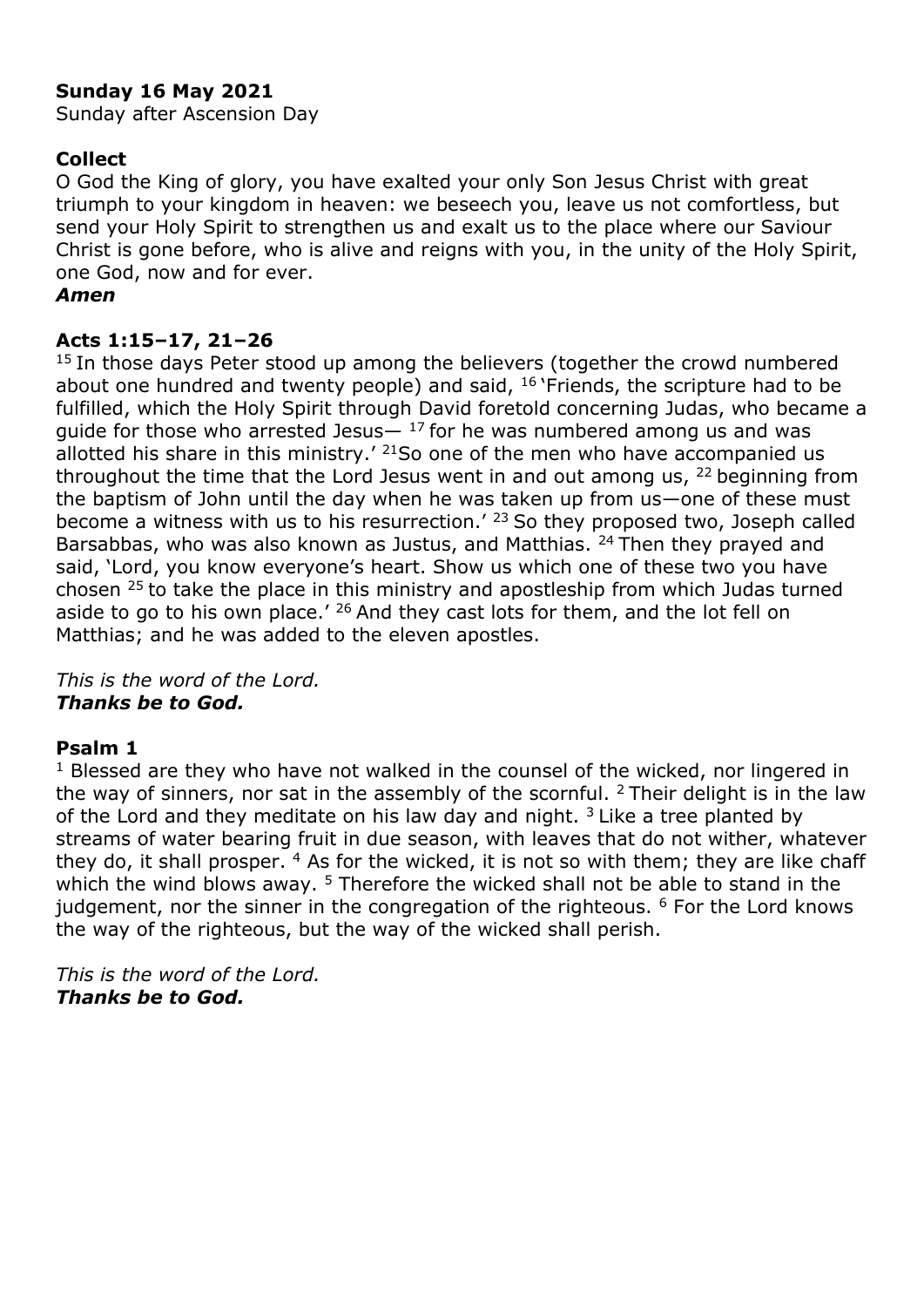**Sunday 16 May 2021**
Sunday after Ascension Day

**Collect**
O God the King of glory, you have exalted your only Son Jesus Christ with great triumph to your kingdom in heaven: we beseech you, leave us not comfortless, but send your Holy Spirit to strengthen us and exalt us to the place where our Saviour Christ is gone before, who is alive and reigns with you, in the unity of the Holy Spirit, one God, now and for ever.
***Amen***

**Acts 1:15–17, 21–26**
[15] In those days Peter stood up among the believers (together the crowd numbered about one hundred and twenty people) and said, [16] 'Friends, the scripture had to be fulfilled, which the Holy Spirit through David foretold concerning Judas, who became a guide for those who arrested Jesus— [17] for he was numbered among us and was allotted his share in this ministry.' [21] So one of the men who have accompanied us throughout the time that the Lord Jesus went in and out among us, [22] beginning from the baptism of John until the day when he was taken up from us—one of these must become a witness with us to his resurrection.' [23] So they proposed two, Joseph called Barsabbas, who was also known as Justus, and Matthias. [24] Then they prayed and said, 'Lord, you know everyone's heart. Show us which one of these two you have chosen [25] to take the place in this ministry and apostleship from which Judas turned aside to go to his own place.' [26] And they cast lots for them, and the lot fell on Matthias; and he was added to the eleven apostles.

*This is the word of the Lord.*
***Thanks be to God.***

**Psalm 1**
[1] Blessed are they who have not walked in the counsel of the wicked, nor lingered in the way of sinners, nor sat in the assembly of the scornful. [2] Their delight is in the law of the Lord and they meditate on his law day and night. [3] Like a tree planted by streams of water bearing fruit in due season, with leaves that do not wither, whatever they do, it shall prosper. [4] As for the wicked, it is not so with them; they are like chaff which the wind blows away. [5] Therefore the wicked shall not be able to stand in the judgement, nor the sinner in the congregation of the righteous. [6] For the Lord knows the way of the righteous, but the way of the wicked shall perish.

*This is the word of the Lord.*
***Thanks be to God.***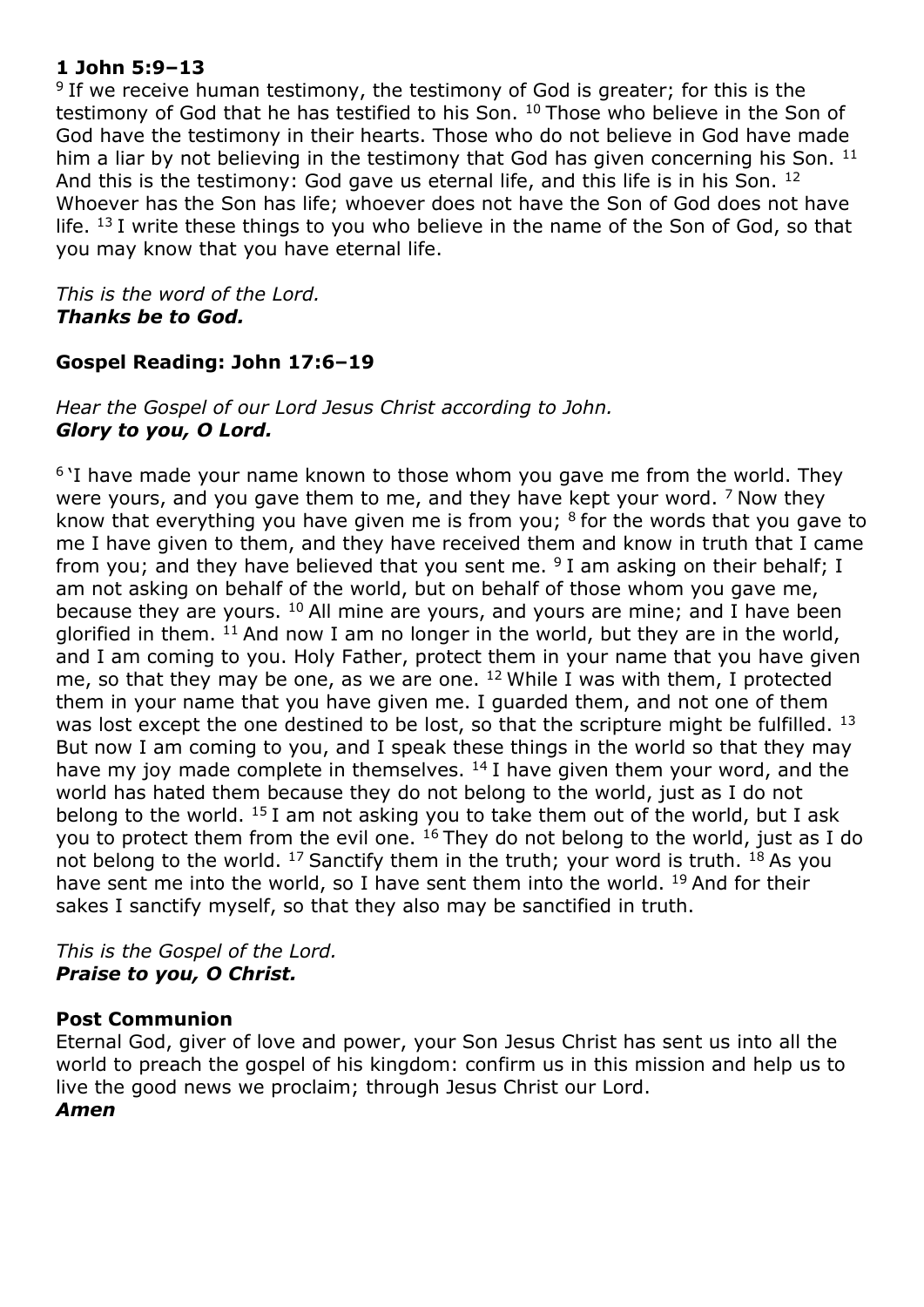**1 John 5:9–13**

[9] If we receive human testimony, the testimony of God is greater; for this is the testimony of God that he has testified to his Son. [10] Those who believe in the Son of God have the testimony in their hearts. Those who do not believe in God have made him a liar by not believing in the testimony that God has given concerning his Son. [11] And this is the testimony: God gave us eternal life, and this life is in his Son. [12] Whoever has the Son has life; whoever does not have the Son of God does not have life. [13] I write these things to you who believe in the name of the Son of God, so that you may know that you have eternal life.

*This is the word of the Lord.*
***Thanks be to God.***

**Gospel Reading: John 17:6–19**

*Hear the Gospel of our Lord Jesus Christ according to John.*
***Glory to you, O Lord.***

[6] 'I have made your name known to those whom you gave me from the world. They were yours, and you gave them to me, and they have kept your word. [7] Now they know that everything you have given me is from you; [8] for the words that you gave to me I have given to them, and they have received them and know in truth that I came from you; and they have believed that you sent me. [9] I am asking on their behalf; I am not asking on behalf of the world, but on behalf of those whom you gave me, because they are yours. [10] All mine are yours, and yours are mine; and I have been glorified in them. [11] And now I am no longer in the world, but they are in the world, and I am coming to you. Holy Father, protect them in your name that you have given me, so that they may be one, as we are one. [12] While I was with them, I protected them in your name that you have given me. I guarded them, and not one of them was lost except the one destined to be lost, so that the scripture might be fulfilled. [13] But now I am coming to you, and I speak these things in the world so that they may have my joy made complete in themselves. [14] I have given them your word, and the world has hated them because they do not belong to the world, just as I do not belong to the world. [15] I am not asking you to take them out of the world, but I ask you to protect them from the evil one. [16] They do not belong to the world, just as I do not belong to the world. [17] Sanctify them in the truth; your word is truth. [18] As you have sent me into the world, so I have sent them into the world. [19] And for their sakes I sanctify myself, so that they also may be sanctified in truth.

*This is the Gospel of the Lord.*
***Praise to you, O Christ.***

**Post Communion**

Eternal God, giver of love and power, your Son Jesus Christ has sent us into all the world to preach the gospel of his kingdom: confirm us in this mission and help us to live the good news we proclaim; through Jesus Christ our Lord.
***Amen***